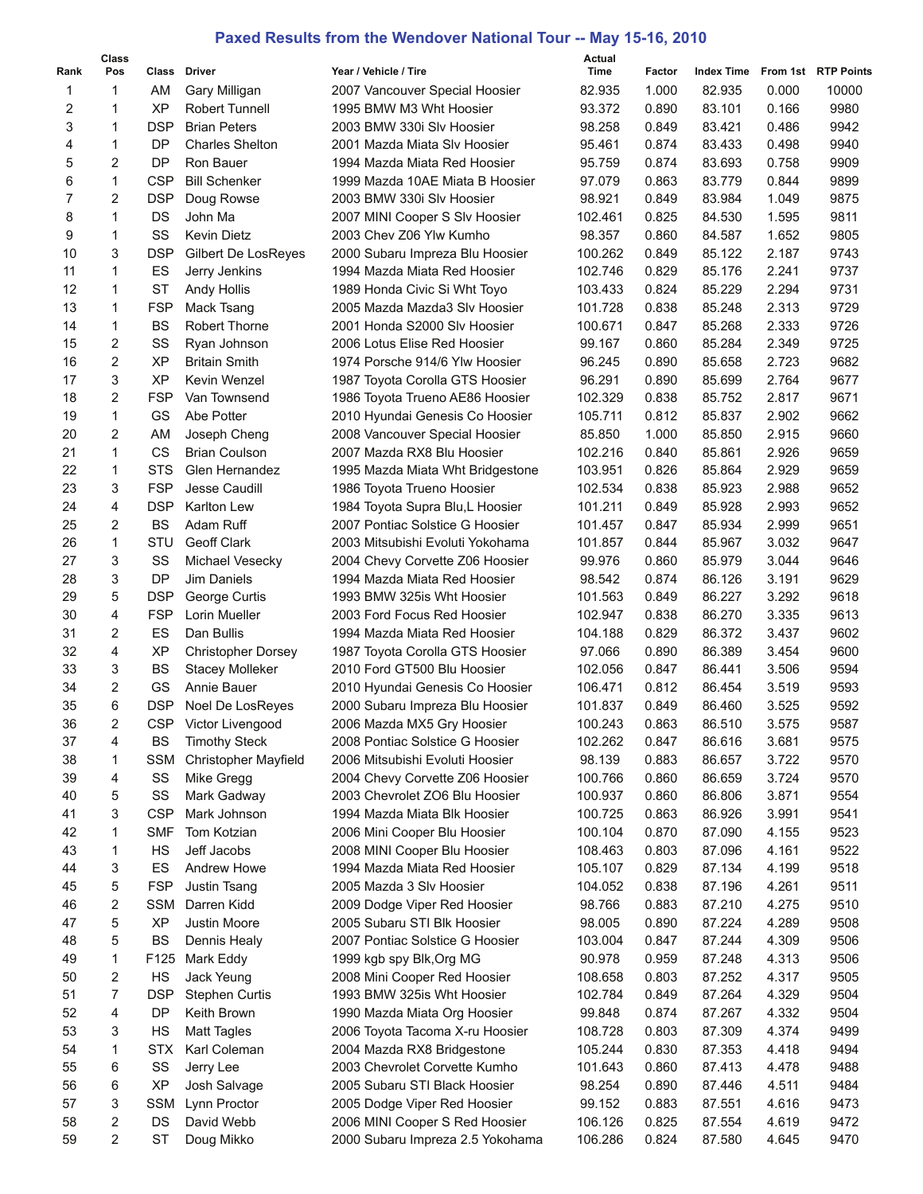# Paxed Results from the Wendover National Tour -- May 15-16, 2010

| Rank | Class Pos | Class | Driver | Year / Vehicle / Tire | Actual Time | Factor | Index Time | From 1st | RTP Points |
|---|---|---|---|---|---|---|---|---|---|
| 1 | 1 | AM | Gary Milligan | 2007 Vancouver Special Hoosier | 82.935 | 1.000 | 82.935 | 0.000 | 10000 |
| 2 | 1 | XP | Robert Tunnell | 1995 BMW M3 Wht Hoosier | 93.372 | 0.890 | 83.101 | 0.166 | 9980 |
| 3 | 1 | DSP | Brian Peters | 2003 BMW 330i Slv Hoosier | 98.258 | 0.849 | 83.421 | 0.486 | 9942 |
| 4 | 1 | DP | Charles Shelton | 2001 Mazda Miata Slv Hoosier | 95.461 | 0.874 | 83.433 | 0.498 | 9940 |
| 5 | 2 | DP | Ron Bauer | 1994 Mazda Miata Red Hoosier | 95.759 | 0.874 | 83.693 | 0.758 | 9909 |
| 6 | 1 | CSP | Bill Schenker | 1999 Mazda 10AE Miata B Hoosier | 97.079 | 0.863 | 83.779 | 0.844 | 9899 |
| 7 | 2 | DSP | Doug Rowse | 2003 BMW 330i Slv Hoosier | 98.921 | 0.849 | 83.984 | 1.049 | 9875 |
| 8 | 1 | DS | John Ma | 2007 MINI Cooper S Slv Hoosier | 102.461 | 0.825 | 84.530 | 1.595 | 9811 |
| 9 | 1 | SS | Kevin Dietz | 2003 Chev Z06 Ylw Kumho | 98.357 | 0.860 | 84.587 | 1.652 | 9805 |
| 10 | 3 | DSP | Gilbert De LosReyes | 2000 Subaru Impreza Blu Hoosier | 100.262 | 0.849 | 85.122 | 2.187 | 9743 |
| 11 | 1 | ES | Jerry Jenkins | 1994 Mazda Miata Red Hoosier | 102.746 | 0.829 | 85.176 | 2.241 | 9737 |
| 12 | 1 | ST | Andy Hollis | 1989 Honda Civic Si Wht Toyo | 103.433 | 0.824 | 85.229 | 2.294 | 9731 |
| 13 | 1 | FSP | Mack Tsang | 2005 Mazda Mazda3 Slv Hoosier | 101.728 | 0.838 | 85.248 | 2.313 | 9729 |
| 14 | 1 | BS | Robert Thorne | 2001 Honda S2000 Slv Hoosier | 100.671 | 0.847 | 85.268 | 2.333 | 9726 |
| 15 | 2 | SS | Ryan Johnson | 2006 Lotus Elise Red Hoosier | 99.167 | 0.860 | 85.284 | 2.349 | 9725 |
| 16 | 2 | XP | Britain Smith | 1974 Porsche 914/6 Ylw Hoosier | 96.245 | 0.890 | 85.658 | 2.723 | 9682 |
| 17 | 3 | XP | Kevin Wenzel | 1987 Toyota Corolla GTS Hoosier | 96.291 | 0.890 | 85.699 | 2.764 | 9677 |
| 18 | 2 | FSP | Van Townsend | 1986 Toyota Trueno AE86 Hoosier | 102.329 | 0.838 | 85.752 | 2.817 | 9671 |
| 19 | 1 | GS | Abe Potter | 2010 Hyundai Genesis Co Hoosier | 105.711 | 0.812 | 85.837 | 2.902 | 9662 |
| 20 | 2 | AM | Joseph Cheng | 2008 Vancouver Special Hoosier | 85.850 | 1.000 | 85.850 | 2.915 | 9660 |
| 21 | 1 | CS | Brian Coulson | 2007 Mazda RX8 Blu Hoosier | 102.216 | 0.840 | 85.861 | 2.926 | 9659 |
| 22 | 1 | STS | Glen Hernandez | 1995 Mazda Miata Wht Bridgestone | 103.951 | 0.826 | 85.864 | 2.929 | 9659 |
| 23 | 3 | FSP | Jesse Caudill | 1986 Toyota Trueno Hoosier | 102.534 | 0.838 | 85.923 | 2.988 | 9652 |
| 24 | 4 | DSP | Karlton Lew | 1984 Toyota Supra Blu,L Hoosier | 101.211 | 0.849 | 85.928 | 2.993 | 9652 |
| 25 | 2 | BS | Adam Ruff | 2007 Pontiac Solstice G Hoosier | 101.457 | 0.847 | 85.934 | 2.999 | 9651 |
| 26 | 1 | STU | Geoff Clark | 2003 Mitsubishi Evoluti Yokohama | 101.857 | 0.844 | 85.967 | 3.032 | 9647 |
| 27 | 3 | SS | Michael Vesecky | 2004 Chevy Corvette Z06 Hoosier | 99.976 | 0.860 | 85.979 | 3.044 | 9646 |
| 28 | 3 | DP | Jim Daniels | 1994 Mazda Miata Red Hoosier | 98.542 | 0.874 | 86.126 | 3.191 | 9629 |
| 29 | 5 | DSP | George Curtis | 1993 BMW 325is Wht Hoosier | 101.563 | 0.849 | 86.227 | 3.292 | 9618 |
| 30 | 4 | FSP | Lorin Mueller | 2003 Ford Focus Red Hoosier | 102.947 | 0.838 | 86.270 | 3.335 | 9613 |
| 31 | 2 | ES | Dan Bullis | 1994 Mazda Miata Red Hoosier | 104.188 | 0.829 | 86.372 | 3.437 | 9602 |
| 32 | 4 | XP | Christopher Dorsey | 1987 Toyota Corolla GTS Hoosier | 97.066 | 0.890 | 86.389 | 3.454 | 9600 |
| 33 | 3 | BS | Stacey Molleker | 2010 Ford GT500 Blu Hoosier | 102.056 | 0.847 | 86.441 | 3.506 | 9594 |
| 34 | 2 | GS | Annie Bauer | 2010 Hyundai Genesis Co Hoosier | 106.471 | 0.812 | 86.454 | 3.519 | 9593 |
| 35 | 6 | DSP | Noel De LosReyes | 2000 Subaru Impreza Blu Hoosier | 101.837 | 0.849 | 86.460 | 3.525 | 9592 |
| 36 | 2 | CSP | Victor Livengood | 2006 Mazda MX5 Gry Hoosier | 100.243 | 0.863 | 86.510 | 3.575 | 9587 |
| 37 | 4 | BS | Timothy Steck | 2008 Pontiac Solstice G Hoosier | 102.262 | 0.847 | 86.616 | 3.681 | 9575 |
| 38 | 1 | SSM | Christopher Mayfield | 2006 Mitsubishi Evoluti Hoosier | 98.139 | 0.883 | 86.657 | 3.722 | 9570 |
| 39 | 4 | SS | Mike Gregg | 2004 Chevy Corvette Z06 Hoosier | 100.766 | 0.860 | 86.659 | 3.724 | 9570 |
| 40 | 5 | SS | Mark Gadway | 2003 Chevrolet ZO6 Blu Hoosier | 100.937 | 0.860 | 86.806 | 3.871 | 9554 |
| 41 | 3 | CSP | Mark Johnson | 1994 Mazda Miata Blk Hoosier | 100.725 | 0.863 | 86.926 | 3.991 | 9541 |
| 42 | 1 | SMF | Tom Kotzian | 2006 Mini Cooper Blu Hoosier | 100.104 | 0.870 | 87.090 | 4.155 | 9523 |
| 43 | 1 | HS | Jeff Jacobs | 2008 MINI Cooper Blu Hoosier | 108.463 | 0.803 | 87.096 | 4.161 | 9522 |
| 44 | 3 | ES | Andrew Howe | 1994 Mazda Miata Red Hoosier | 105.107 | 0.829 | 87.134 | 4.199 | 9518 |
| 45 | 5 | FSP | Justin Tsang | 2005 Mazda 3 Slv Hoosier | 104.052 | 0.838 | 87.196 | 4.261 | 9511 |
| 46 | 2 | SSM | Darren Kidd | 2009 Dodge Viper Red Hoosier | 98.766 | 0.883 | 87.210 | 4.275 | 9510 |
| 47 | 5 | XP | Justin Moore | 2005 Subaru STI Blk Hoosier | 98.005 | 0.890 | 87.224 | 4.289 | 9508 |
| 48 | 5 | BS | Dennis Healy | 2007 Pontiac Solstice G Hoosier | 103.004 | 0.847 | 87.244 | 4.309 | 9506 |
| 49 | 1 | F125 | Mark Eddy | 1999 kgb spy Blk,Org MG | 90.978 | 0.959 | 87.248 | 4.313 | 9506 |
| 50 | 2 | HS | Jack Yeung | 2008 Mini Cooper Red Hoosier | 108.658 | 0.803 | 87.252 | 4.317 | 9505 |
| 51 | 7 | DSP | Stephen Curtis | 1993 BMW 325is Wht Hoosier | 102.784 | 0.849 | 87.264 | 4.329 | 9504 |
| 52 | 4 | DP | Keith Brown | 1990 Mazda Miata Org Hoosier | 99.848 | 0.874 | 87.267 | 4.332 | 9504 |
| 53 | 3 | HS | Matt Tagles | 2006 Toyota Tacoma X-ru Hoosier | 108.728 | 0.803 | 87.309 | 4.374 | 9499 |
| 54 | 1 | STX | Karl Coleman | 2004 Mazda RX8 Bridgestone | 105.244 | 0.830 | 87.353 | 4.418 | 9494 |
| 55 | 6 | SS | Jerry Lee | 2003 Chevrolet Corvette Kumho | 101.643 | 0.860 | 87.413 | 4.478 | 9488 |
| 56 | 6 | XP | Josh Salvage | 2005 Subaru STI Black Hoosier | 98.254 | 0.890 | 87.446 | 4.511 | 9484 |
| 57 | 3 | SSM | Lynn Proctor | 2005 Dodge Viper Red Hoosier | 99.152 | 0.883 | 87.551 | 4.616 | 9473 |
| 58 | 2 | DS | David Webb | 2006 MINI Cooper S Red Hoosier | 106.126 | 0.825 | 87.554 | 4.619 | 9472 |
| 59 | 2 | ST | Doug Mikko | 2000 Subaru Impreza 2.5 Yokohama | 106.286 | 0.824 | 87.580 | 4.645 | 9470 |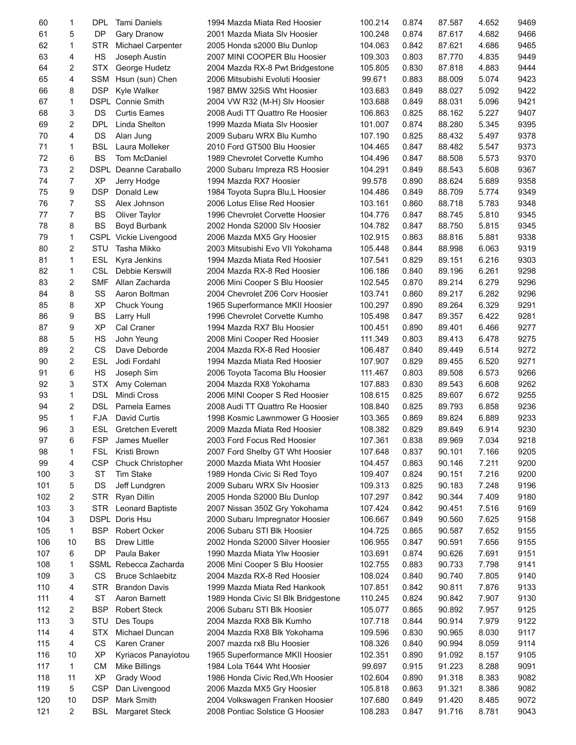| | | | | | | | | | |
|---|---|---|---|---|---|---|---|---|---|
| 60 | 1 | DPL | Tami Daniels | 1994 Mazda Miata Red Hoosier | 100.214 | 0.874 | 87.587 | 4.652 | 9469 |
| 61 | 5 | DP | Gary Dranow | 2001 Mazda Miata Slv Hoosier | 100.248 | 0.874 | 87.617 | 4.682 | 9466 |
| 62 | 1 | STR | Michael Carpenter | 2005 Honda s2000 Blu Dunlop | 104.063 | 0.842 | 87.621 | 4.686 | 9465 |
| 63 | 4 | HS | Joseph Austin | 2007 MINI COOPER Blu Hoosier | 109.303 | 0.803 | 87.770 | 4.835 | 9449 |
| 64 | 2 | STX | George Hudetz | 2004 Mazda RX-8 Pwt Bridgestone | 105.805 | 0.830 | 87.818 | 4.883 | 9444 |
| 65 | 4 | SSM | Hsun (sun) Chen | 2006 Mitsubishi Evoluti Hoosier | 99.671 | 0.883 | 88.009 | 5.074 | 9423 |
| 66 | 8 | DSP | Kyle Walker | 1987 BMW 325iS Wht Hoosier | 103.683 | 0.849 | 88.027 | 5.092 | 9422 |
| 67 | 1 | DSPL | Connie Smith | 2004 VW R32 (M-H) Slv Hoosier | 103.688 | 0.849 | 88.031 | 5.096 | 9421 |
| 68 | 3 | DS | Curtis Eames | 2008 Audi TT Quattro Re Hoosier | 106.863 | 0.825 | 88.162 | 5.227 | 9407 |
| 69 | 2 | DPL | Linda Shelton | 1999 Mazda Miata Slv Hoosier | 101.007 | 0.874 | 88.280 | 5.345 | 9395 |
| 70 | 4 | DS | Alan Jung | 2009 Subaru WRX Blu Kumho | 107.190 | 0.825 | 88.432 | 5.497 | 9378 |
| 71 | 1 | BSL | Laura Molleker | 2010 Ford GT500 Blu Hoosier | 104.465 | 0.847 | 88.482 | 5.547 | 9373 |
| 72 | 6 | BS | Tom McDaniel | 1989 Chevrolet Corvette Kumho | 104.496 | 0.847 | 88.508 | 5.573 | 9370 |
| 73 | 2 | DSPL | Deanne Caraballo | 2000 Subaru Impreza RS Hoosier | 104.291 | 0.849 | 88.543 | 5.608 | 9367 |
| 74 | 7 | XP | Jerry Hodge | 1994 Mazda RX7 Hoosier | 99.578 | 0.890 | 88.624 | 5.689 | 9358 |
| 75 | 9 | DSP | Donald Lew | 1984 Toyota Supra Blu,L Hoosier | 104.486 | 0.849 | 88.709 | 5.774 | 9349 |
| 76 | 7 | SS | Alex Johnson | 2006 Lotus Elise Red Hoosier | 103.161 | 0.860 | 88.718 | 5.783 | 9348 |
| 77 | 7 | BS | Oliver Taylor | 1996 Chevrolet Corvette Hoosier | 104.776 | 0.847 | 88.745 | 5.810 | 9345 |
| 78 | 8 | BS | Boyd Burbank | 2002 Honda S2000 Slv Hoosier | 104.782 | 0.847 | 88.750 | 5.815 | 9345 |
| 79 | 1 | CSPL | Vickie Livengood | 2006 Mazda MX5 Gry Hoosier | 102.915 | 0.863 | 88.816 | 5.881 | 9338 |
| 80 | 2 | STU | Tasha Mikko | 2003 Mitsubishi Evo VII Yokohama | 105.448 | 0.844 | 88.998 | 6.063 | 9319 |
| 81 | 1 | ESL | Kyra Jenkins | 1994 Mazda Miata Red Hoosier | 107.541 | 0.829 | 89.151 | 6.216 | 9303 |
| 82 | 1 | CSL | Debbie Kerswill | 2004 Mazda RX-8 Red Hoosier | 106.186 | 0.840 | 89.196 | 6.261 | 9298 |
| 83 | 2 | SMF | Allan Zacharda | 2006 Mini Cooper S Blu Hoosier | 102.545 | 0.870 | 89.214 | 6.279 | 9296 |
| 84 | 8 | SS | Aaron Boltman | 2004 Chevrolet Z06 Corv Hoosier | 103.741 | 0.860 | 89.217 | 6.282 | 9296 |
| 85 | 8 | XP | Chuck Young | 1965 Superformance MKII Hoosier | 100.297 | 0.890 | 89.264 | 6.329 | 9291 |
| 86 | 9 | BS | Larry Hull | 1996 Chevrolet Corvette Kumho | 105.498 | 0.847 | 89.357 | 6.422 | 9281 |
| 87 | 9 | XP | Cal Craner | 1994 Mazda RX7 Blu Hoosier | 100.451 | 0.890 | 89.401 | 6.466 | 9277 |
| 88 | 5 | HS | John Yeung | 2008 Mini Cooper Red Hoosier | 111.349 | 0.803 | 89.413 | 6.478 | 9275 |
| 89 | 2 | CS | Dave Deborde | 2004 Mazda RX-8 Red Hoosier | 106.487 | 0.840 | 89.449 | 6.514 | 9272 |
| 90 | 2 | ESL | Jodi Fordahl | 1994 Mazda Miata Red Hoosier | 107.907 | 0.829 | 89.455 | 6.520 | 9271 |
| 91 | 6 | HS | Joseph Sim | 2006 Toyota Tacoma Blu Hoosier | 111.467 | 0.803 | 89.508 | 6.573 | 9266 |
| 92 | 3 | STX | Amy Coleman | 2004 Mazda RX8 Yokohama | 107.883 | 0.830 | 89.543 | 6.608 | 9262 |
| 93 | 1 | DSL | Mindi Cross | 2006 MINI Cooper S Red Hoosier | 108.615 | 0.825 | 89.607 | 6.672 | 9255 |
| 94 | 2 | DSL | Pamela Eames | 2008 Audi TT Quattro Re Hoosier | 108.840 | 0.825 | 89.793 | 6.858 | 9236 |
| 95 | 1 | FJA | David Curtis | 1998 Kosmic Lawnmower G Hoosier | 103.365 | 0.869 | 89.824 | 6.889 | 9233 |
| 96 | 3 | ESL | Gretchen Everett | 2009 Mazda Miata Red Hoosier | 108.382 | 0.829 | 89.849 | 6.914 | 9230 |
| 97 | 6 | FSP | James Mueller | 2003 Ford Focus Red Hoosier | 107.361 | 0.838 | 89.969 | 7.034 | 9218 |
| 98 | 1 | FSL | Kristi Brown | 2007 Ford Shelby GT Wht Hoosier | 107.648 | 0.837 | 90.101 | 7.166 | 9205 |
| 99 | 4 | CSP | Chuck Christopher | 2000 Mazda Miata Wht Hoosier | 104.457 | 0.863 | 90.146 | 7.211 | 9200 |
| 100 | 3 | ST | Tim Stake | 1989 Honda Civic Si Red Toyo | 109.407 | 0.824 | 90.151 | 7.216 | 9200 |
| 101 | 5 | DS | Jeff Lundgren | 2009 Subaru WRX Slv Hoosier | 109.313 | 0.825 | 90.183 | 7.248 | 9196 |
| 102 | 2 | STR | Ryan Dillin | 2005 Honda S2000 Blu Dunlop | 107.297 | 0.842 | 90.344 | 7.409 | 9180 |
| 103 | 3 | STR | Leonard Baptiste | 2007 Nissan 350Z Gry Yokohama | 107.424 | 0.842 | 90.451 | 7.516 | 9169 |
| 104 | 3 | DSPL | Doris Hsu | 2000 Subaru Impregnator Hoosier | 106.667 | 0.849 | 90.560 | 7.625 | 9158 |
| 105 | 1 | BSP | Robert Ocker | 2006 Subaru STI Blk Hoosier | 104.725 | 0.865 | 90.587 | 7.652 | 9155 |
| 106 | 10 | BS | Drew Little | 2002 Honda S2000 Silver Hoosier | 106.955 | 0.847 | 90.591 | 7.656 | 9155 |
| 107 | 6 | DP | Paula Baker | 1990 Mazda Miata Ylw Hoosier | 103.691 | 0.874 | 90.626 | 7.691 | 9151 |
| 108 | 1 | SSML | Rebecca Zacharda | 2006 Mini Cooper S Blu Hoosier | 102.755 | 0.883 | 90.733 | 7.798 | 9141 |
| 109 | 3 | CS | Bruce Schlaebitz | 2004 Mazda RX-8 Red Hoosier | 108.024 | 0.840 | 90.740 | 7.805 | 9140 |
| 110 | 4 | STR | Brandon Davis | 1999 Mazda Miata Red Hankook | 107.851 | 0.842 | 90.811 | 7.876 | 9133 |
| 111 | 4 | ST | Aaron Barnett | 1989 Honda Civic SI Blk Bridgestone | 110.245 | 0.824 | 90.842 | 7.907 | 9130 |
| 112 | 2 | BSP | Robert Steck | 2006 Subaru STI Blk Hoosier | 105.077 | 0.865 | 90.892 | 7.957 | 9125 |
| 113 | 3 | STU | Des Toups | 2004 Mazda RX8 Blk Kumho | 107.718 | 0.844 | 90.914 | 7.979 | 9122 |
| 114 | 4 | STX | Michael Duncan | 2004 Mazda RX8 Blk Yokohama | 109.596 | 0.830 | 90.965 | 8.030 | 9117 |
| 115 | 4 | CS | Karen Craner | 2007 mazda rx8 Blu Hoosier | 108.326 | 0.840 | 90.994 | 8.059 | 9114 |
| 116 | 10 | XP | Kyriacos Panayiotou | 1965 Superformance MKII Hoosier | 102.351 | 0.890 | 91.092 | 8.157 | 9105 |
| 117 | 1 | CM | Mike Billings | 1984 Lola T644 Wht Hoosier | 99.697 | 0.915 | 91.223 | 8.288 | 9091 |
| 118 | 11 | XP | Grady Wood | 1986 Honda Civic Red,Wh Hoosier | 102.604 | 0.890 | 91.318 | 8.383 | 9082 |
| 119 | 5 | CSP | Dan Livengood | 2006 Mazda MX5 Gry Hoosier | 105.818 | 0.863 | 91.321 | 8.386 | 9082 |
| 120 | 10 | DSP | Mark Smith | 2004 Volkswagen Franken Hoosier | 107.680 | 0.849 | 91.420 | 8.485 | 9072 |
| 121 | 2 | BSL | Margaret Steck | 2008 Pontiac Solstice G Hoosier | 108.283 | 0.847 | 91.716 | 8.781 | 9043 |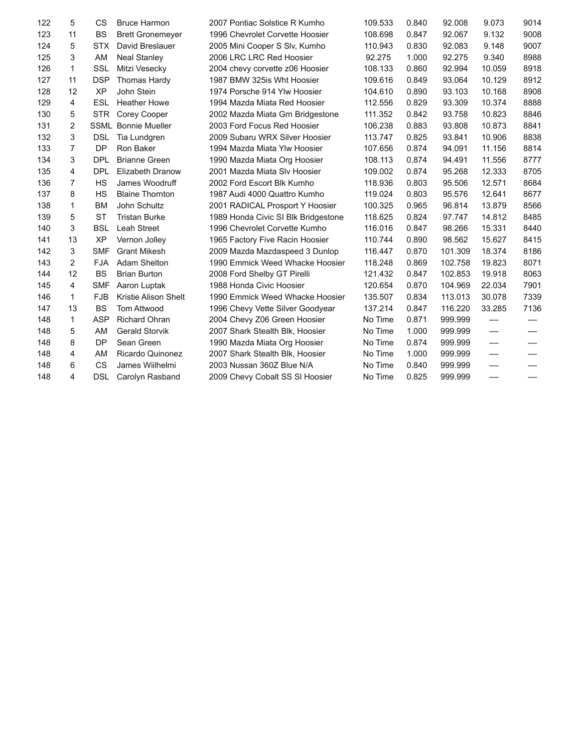| | | | | | | | | | |
|---|---|---|---|---|---|---|---|---|---|
| 122 | 5 | CS | Bruce Harmon | 2007 Pontiac Solstice R Kumho | 109.533 | 0.840 | 92.008 | 9.073 | 9014 |
| 123 | 11 | BS | Brett Gronemeyer | 1996 Chevrolet Corvette Hoosier | 108.698 | 0.847 | 92.067 | 9.132 | 9008 |
| 124 | 5 | STX | David Breslauer | 2005 Mini Cooper S Slv, Kumho | 110.943 | 0.830 | 92.083 | 9.148 | 9007 |
| 125 | 3 | AM | Neal Stanley | 2006 LRC LRC Red Hoosier | 92.275 | 1.000 | 92.275 | 9.340 | 8988 |
| 126 | 1 | SSL | Mitzi Vesecky | 2004 chevy corvette z06 Hoosier | 108.133 | 0.860 | 92.994 | 10.059 | 8918 |
| 127 | 11 | DSP | Thomas Hardy | 1987 BMW 325is Wht Hoosier | 109.616 | 0.849 | 93.064 | 10.129 | 8912 |
| 128 | 12 | XP | John Stein | 1974 Porsche 914 Ylw Hoosier | 104.610 | 0.890 | 93.103 | 10.168 | 8908 |
| 129 | 4 | ESL | Heather Howe | 1994 Mazda Miata Red Hoosier | 112.556 | 0.829 | 93.309 | 10.374 | 8888 |
| 130 | 5 | STR | Corey Cooper | 2002 Mazda Miata Grn Bridgestone | 111.352 | 0.842 | 93.758 | 10.823 | 8846 |
| 131 | 2 | SSML | Bonnie Mueller | 2003 Ford Focus Red Hoosier | 106.238 | 0.883 | 93.808 | 10.873 | 8841 |
| 132 | 3 | DSL | Tia Lundgren | 2009 Subaru WRX Silver Hoosier | 113.747 | 0.825 | 93.841 | 10.906 | 8838 |
| 133 | 7 | DP | Ron Baker | 1994 Mazda Miata Ylw Hoosier | 107.656 | 0.874 | 94.091 | 11.156 | 8814 |
| 134 | 3 | DPL | Brianne Green | 1990 Mazda Miata Org Hoosier | 108.113 | 0.874 | 94.491 | 11.556 | 8777 |
| 135 | 4 | DPL | Elizabeth Dranow | 2001 Mazda Miata Slv Hoosier | 109.002 | 0.874 | 95.268 | 12.333 | 8705 |
| 136 | 7 | HS | James Woodruff | 2002 Ford Escort Blk Kumho | 118.936 | 0.803 | 95.506 | 12.571 | 8684 |
| 137 | 8 | HS | Blaine Thornton | 1987 Audi 4000 Quattro Kumho | 119.024 | 0.803 | 95.576 | 12.641 | 8677 |
| 138 | 1 | BM | John Schultz | 2001 RADICAL Prosport Y Hoosier | 100.325 | 0.965 | 96.814 | 13.879 | 8566 |
| 139 | 5 | ST | Tristan Burke | 1989 Honda Civic SI Blk Bridgestone | 118.625 | 0.824 | 97.747 | 14.812 | 8485 |
| 140 | 3 | BSL | Leah Street | 1996 Chevrolet Corvette Kumho | 116.016 | 0.847 | 98.266 | 15.331 | 8440 |
| 141 | 13 | XP | Vernon Jolley | 1965 Factory Five Racin Hoosier | 110.744 | 0.890 | 98.562 | 15.627 | 8415 |
| 142 | 3 | SMF | Grant Mikesh | 2009 Mazda Mazdaspeed 3 Dunlop | 116.447 | 0.870 | 101.309 | 18.374 | 8186 |
| 143 | 2 | FJA | Adam Shelton | 1990 Emmick Weed Whacke Hoosier | 118.248 | 0.869 | 102.758 | 19.823 | 8071 |
| 144 | 12 | BS | Brian Burton | 2008 Ford Shelby GT Pirelli | 121.432 | 0.847 | 102.853 | 19.918 | 8063 |
| 145 | 4 | SMF | Aaron Luptak | 1988 Honda Civic Hoosier | 120.654 | 0.870 | 104.969 | 22.034 | 7901 |
| 146 | 1 | FJB | Kristie Alison Shelt | 1990 Emmick Weed Whacke Hoosier | 135.507 | 0.834 | 113.013 | 30.078 | 7339 |
| 147 | 13 | BS | Tom Attwood | 1996 Chevy Vette Silver Goodyear | 137.214 | 0.847 | 116.220 | 33.285 | 7136 |
| 148 | 1 | ASP | Richard Ohran | 2004 Chevy Z06 Green Hoosier | No Time | 0.871 | 999.999 | — | — |
| 148 | 5 | AM | Gerald Storvik | 2007 Shark Stealth Blk, Hoosier | No Time | 1.000 | 999.999 | — | — |
| 148 | 8 | DP | Sean Green | 1990 Mazda Miata Org Hoosier | No Time | 0.874 | 999.999 | — | — |
| 148 | 4 | AM | Ricardo Quinonez | 2007 Shark Stealth Blk, Hoosier | No Time | 1.000 | 999.999 | — | — |
| 148 | 6 | CS | James Wiilhelmi | 2003 Nussan 360Z Blue N/A | No Time | 0.840 | 999.999 | — | — |
| 148 | 4 | DSL | Carolyn Rasband | 2009 Chevy Cobalt SS SI Hoosier | No Time | 0.825 | 999.999 | — | — |